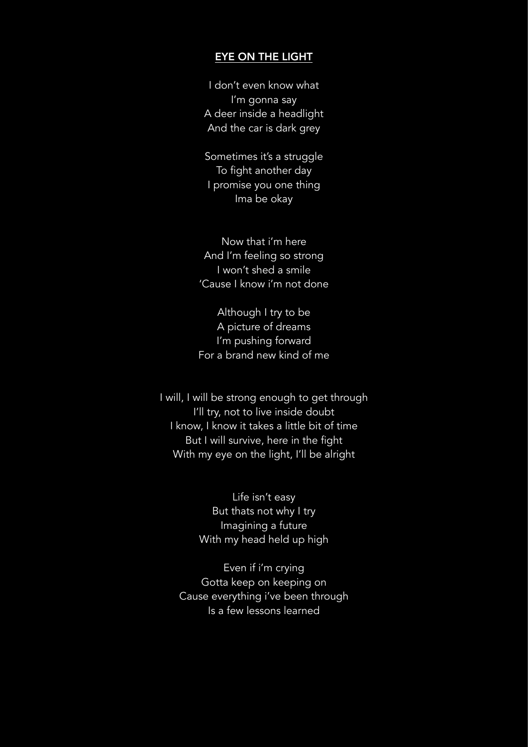# EYE ON THE LIGHT

I don't even know what
I'm gonna say
A deer inside a headlight
And the car is dark grey

Sometimes it's a struggle
To fight another day
I promise you one thing
Ima be okay

Now that i'm here
And I'm feeling so strong
I won't shed a smile
'Cause I know i'm not done

Although I try to be
A picture of dreams
I'm pushing forward
For a brand new kind of me

I will, I will be strong enough to get through
I'll try, not to live inside doubt
I know, I know it takes a little bit of time
But I will survive, here in the fight
With my eye on the light, I'll be alright

Life isn't easy
But thats not why I try
Imagining a future
With my head held up high

Even if i'm crying
Gotta keep on keeping on
Cause everything i've been through
Is a few lessons learned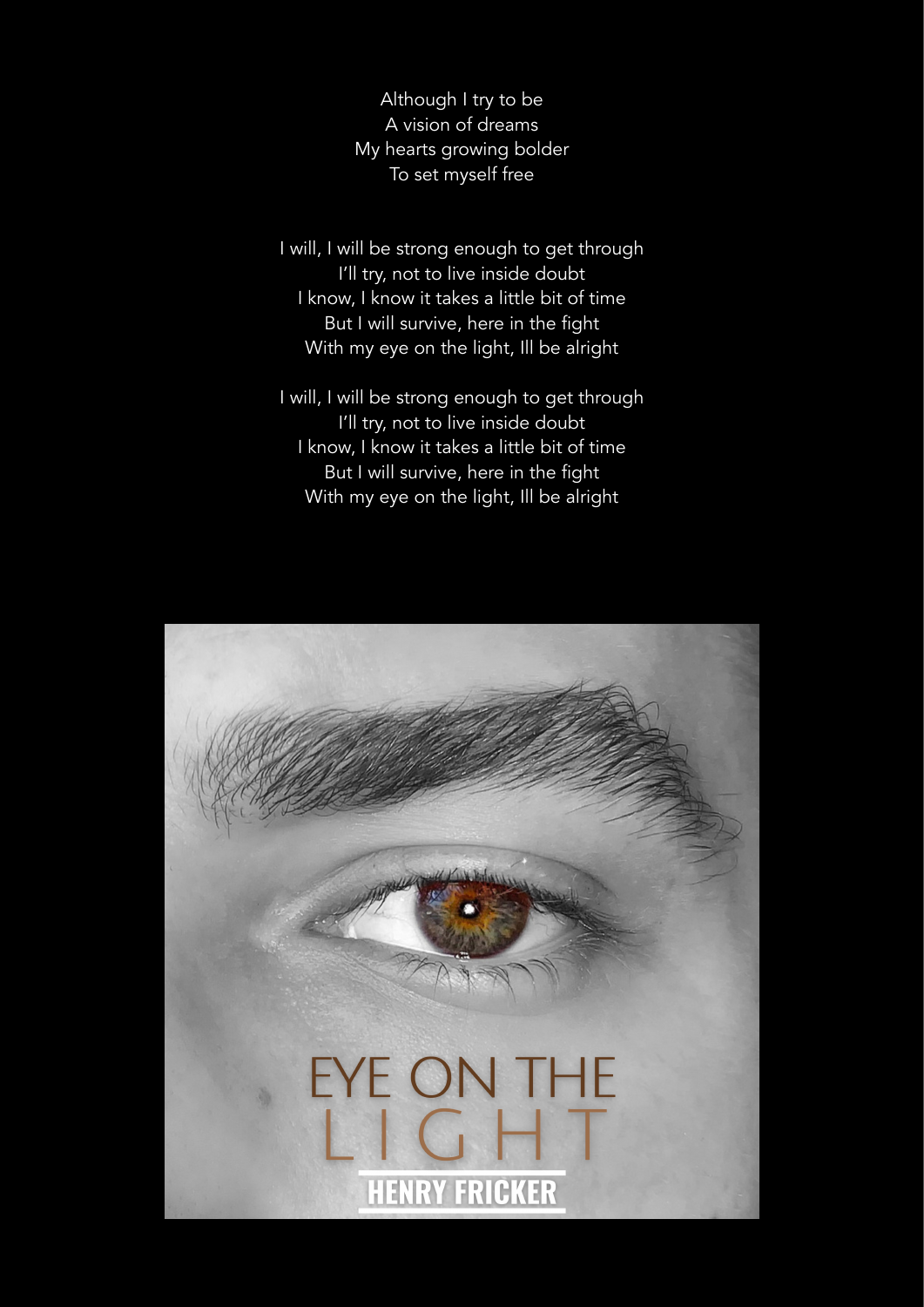Although I try to be
A vision of dreams
My hearts growing bolder
To set myself free

I will, I will be strong enough to get through
I'll try, not to live inside doubt
I know, I know it takes a little bit of time
But I will survive, here in the fight
With my eye on the light, Ill be alright

I will, I will be strong enough to get through
I'll try, not to live inside doubt
I know, I know it takes a little bit of time
But I will survive, here in the fight
With my eye on the light, Ill be alright